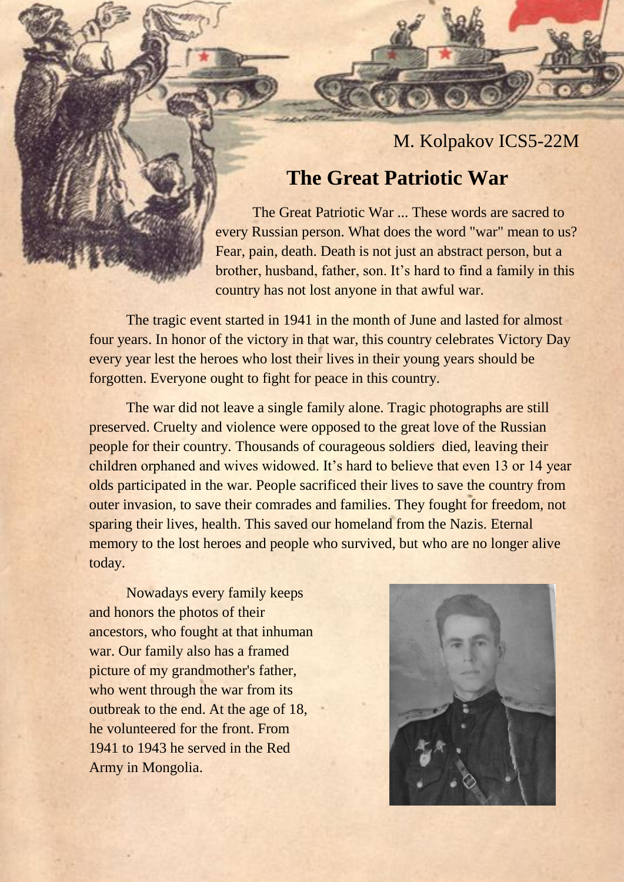M. Kolpakov ICS5-22M

# The Great Patriotic War

The Great Patriotic War ... These words are sacred to every Russian person. What does the word "war" mean to us? Fear, pain, death. Death is not just an abstract person, but a brother, husband, father, son. It's hard to find a family in this country has not lost anyone in that awful war.

The tragic event started in 1941 in the month of June and lasted for almost four years. In honor of the victory in that war, this country celebrates Victory Day every year lest the heroes who lost their lives in their young years should be forgotten. Everyone ought to fight for peace in this country.

The war did not leave a single family alone. Tragic photographs are still preserved. Cruelty and violence were opposed to the great love of the Russian people for their country. Thousands of courageous soldiers died, leaving their children orphaned and wives widowed. It's hard to believe that even 13 or 14 year olds participated in the war. People sacrificed their lives to save the country from outer invasion, to save their comrades and families. They fought for freedom, not sparing their lives, health. This saved our homeland from the Nazis. Eternal memory to the lost heroes and people who survived, but who are no longer alive today.

Nowadays every family keeps and honors the photos of their ancestors, who fought at that inhuman war. Our family also has a framed picture of my grandmother's father, who went through the war from its outbreak to the end. At the age of 18, he volunteered for the front. From 1941 to 1943 he served in the Red Army in Mongolia.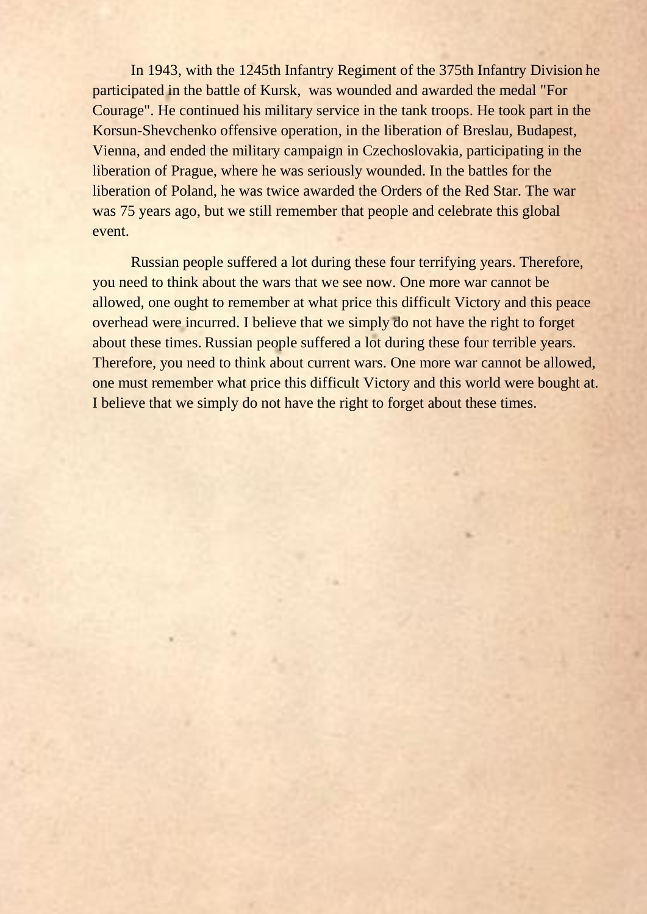In 1943, with the 1245th Infantry Regiment of the 375th Infantry Division he participated in the battle of Kursk, was wounded and awarded the medal "For Courage". He continued his military service in the tank troops. He took part in the Korsun-Shevchenko offensive operation, in the liberation of Breslau, Budapest, Vienna, and ended the military campaign in Czechoslovakia, participating in the liberation of Prague, where he was seriously wounded. In the battles for the liberation of Poland, he was twice awarded the Orders of the Red Star. The war was 75 years ago, but we still remember that people and celebrate this global event.

Russian people suffered a lot during these four terrifying years. Therefore, you need to think about the wars that we see now. One more war cannot be allowed, one ought to remember at what price this difficult Victory and this peace overhead were incurred. I believe that we simply do not have the right to forget about these times. Russian people suffered a lot during these four terrible years. Therefore, you need to think about current wars. One more war cannot be allowed, one must remember what price this difficult Victory and this world were bought at. I believe that we simply do not have the right to forget about these times.